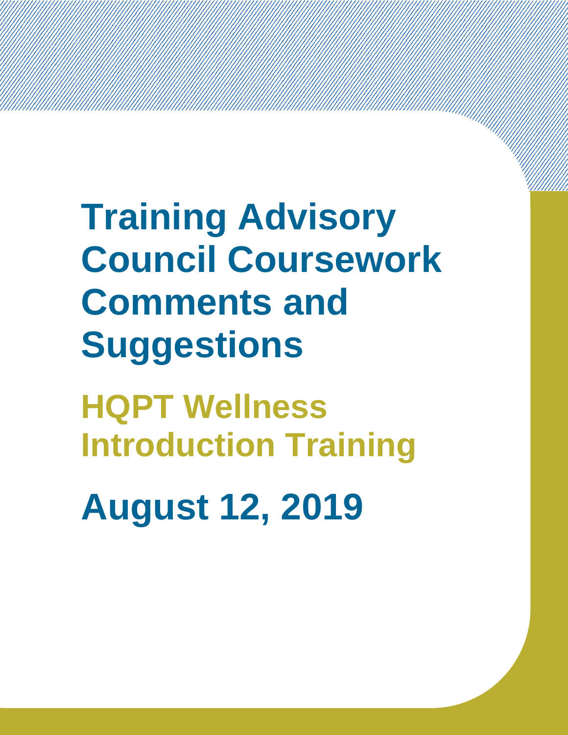# Training Advisory Council Coursework Comments and Suggestions

## HQPT Wellness Introduction Training

## August 12, 2019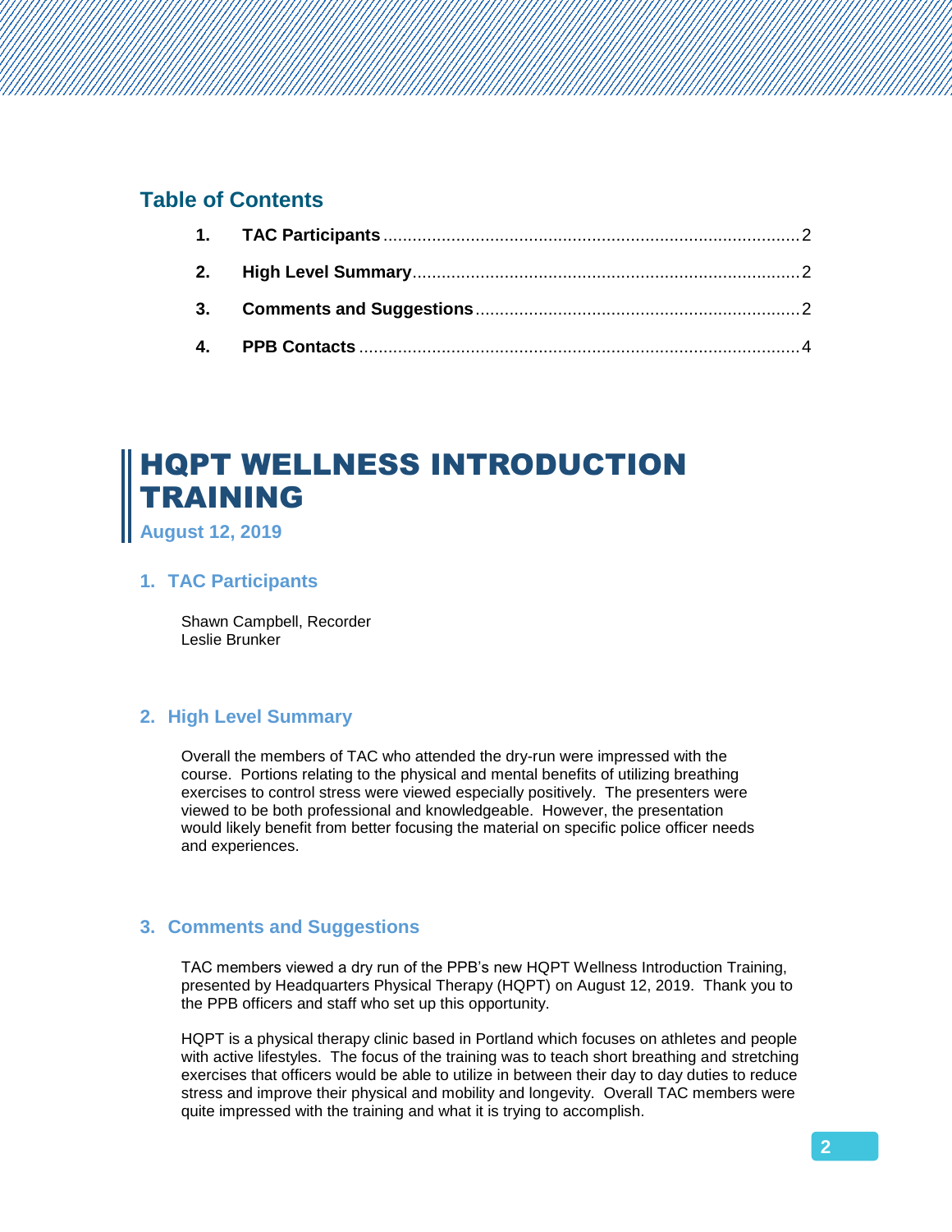## Table of Contents

1. **TAC Participants** .......... 2
2. **High Level Summary** .......... 2
3. **Comments and Suggestions** .......... 2
4. **PPB Contacts** .......... 4

# HQPT WELLNESS INTRODUCTION TRAINING

**August 12, 2019**

## 1. TAC Participants

Shawn Campbell, Recorder
Leslie Brunker

## 2. High Level Summary

Overall the members of TAC who attended the dry-run were impressed with the course. Portions relating to the physical and mental benefits of utilizing breathing exercises to control stress were viewed especially positively. The presenters were viewed to be both professional and knowledgeable. However, the presentation would likely benefit from better focusing the material on specific police officer needs and experiences.

## 3. Comments and Suggestions

TAC members viewed a dry run of the PPB's new HQPT Wellness Introduction Training, presented by Headquarters Physical Therapy (HQPT) on August 12, 2019. Thank you to the PPB officers and staff who set up this opportunity.

HQPT is a physical therapy clinic based in Portland which focuses on athletes and people with active lifestyles. The focus of the training was to teach short breathing and stretching exercises that officers would be able to utilize in between their day to day duties to reduce stress and improve their physical and mobility and longevity. Overall TAC members were quite impressed with the training and what it is trying to accomplish.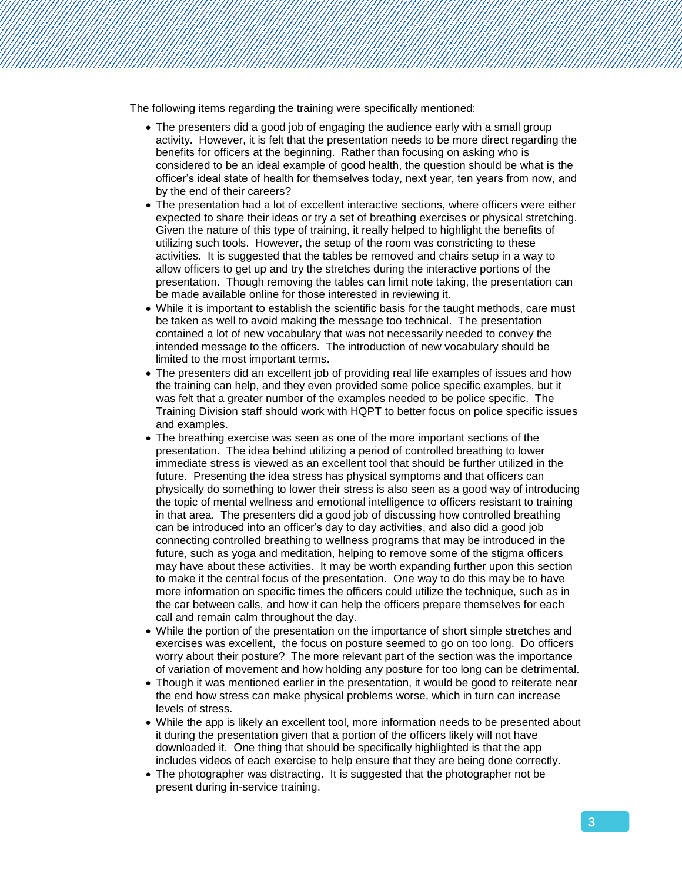The following items regarding the training were specifically mentioned:

- The presenters did a good job of engaging the audience early with a small group activity. However, it is felt that the presentation needs to be more direct regarding the benefits for officers at the beginning. Rather than focusing on asking who is considered to be an ideal example of good health, the question should be what is the officer's ideal state of health for themselves today, next year, ten years from now, and by the end of their careers?
- The presentation had a lot of excellent interactive sections, where officers were either expected to share their ideas or try a set of breathing exercises or physical stretching. Given the nature of this type of training, it really helped to highlight the benefits of utilizing such tools. However, the setup of the room was constricting to these activities. It is suggested that the tables be removed and chairs setup in a way to allow officers to get up and try the stretches during the interactive portions of the presentation. Though removing the tables can limit note taking, the presentation can be made available online for those interested in reviewing it.
- While it is important to establish the scientific basis for the taught methods, care must be taken as well to avoid making the message too technical. The presentation contained a lot of new vocabulary that was not necessarily needed to convey the intended message to the officers. The introduction of new vocabulary should be limited to the most important terms.
- The presenters did an excellent job of providing real life examples of issues and how the training can help, and they even provided some police specific examples, but it was felt that a greater number of the examples needed to be police specific. The Training Division staff should work with HQPT to better focus on police specific issues and examples.
- The breathing exercise was seen as one of the more important sections of the presentation. The idea behind utilizing a period of controlled breathing to lower immediate stress is viewed as an excellent tool that should be further utilized in the future. Presenting the idea stress has physical symptoms and that officers can physically do something to lower their stress is also seen as a good way of introducing the topic of mental wellness and emotional intelligence to officers resistant to training in that area. The presenters did a good job of discussing how controlled breathing can be introduced into an officer's day to day activities, and also did a good job connecting controlled breathing to wellness programs that may be introduced in the future, such as yoga and meditation, helping to remove some of the stigma officers may have about these activities. It may be worth expanding further upon this section to make it the central focus of the presentation. One way to do this may be to have more information on specific times the officers could utilize the technique, such as in the car between calls, and how it can help the officers prepare themselves for each call and remain calm throughout the day.
- While the portion of the presentation on the importance of short simple stretches and exercises was excellent, the focus on posture seemed to go on too long. Do officers worry about their posture? The more relevant part of the section was the importance of variation of movement and how holding any posture for too long can be detrimental.
- Though it was mentioned earlier in the presentation, it would be good to reiterate near the end how stress can make physical problems worse, which in turn can increase levels of stress.
- While the app is likely an excellent tool, more information needs to be presented about it during the presentation given that a portion of the officers likely will not have downloaded it. One thing that should be specifically highlighted is that the app includes videos of each exercise to help ensure that they are being done correctly.
- The photographer was distracting. It is suggested that the photographer not be present during in-service training.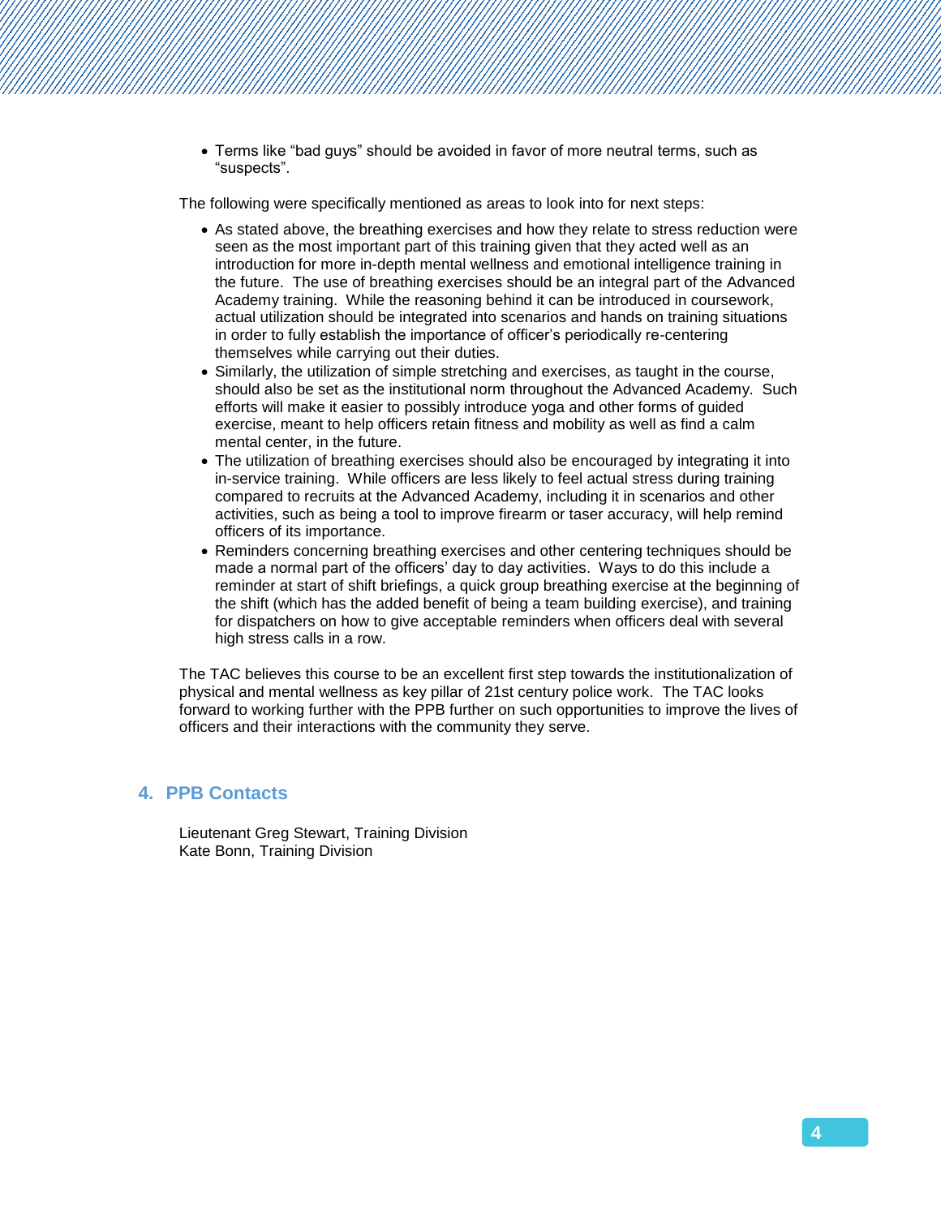- Terms like "bad guys" should be avoided in favor of more neutral terms, such as "suspects".

The following were specifically mentioned as areas to look into for next steps:

- As stated above, the breathing exercises and how they relate to stress reduction were seen as the most important part of this training given that they acted well as an introduction for more in-depth mental wellness and emotional intelligence training in the future. The use of breathing exercises should be an integral part of the Advanced Academy training. While the reasoning behind it can be introduced in coursework, actual utilization should be integrated into scenarios and hands on training situations in order to fully establish the importance of officer's periodically re-centering themselves while carrying out their duties.
- Similarly, the utilization of simple stretching and exercises, as taught in the course, should also be set as the institutional norm throughout the Advanced Academy. Such efforts will make it easier to possibly introduce yoga and other forms of guided exercise, meant to help officers retain fitness and mobility as well as find a calm mental center, in the future.
- The utilization of breathing exercises should also be encouraged by integrating it into in-service training. While officers are less likely to feel actual stress during training compared to recruits at the Advanced Academy, including it in scenarios and other activities, such as being a tool to improve firearm or taser accuracy, will help remind officers of its importance.
- Reminders concerning breathing exercises and other centering techniques should be made a normal part of the officers' day to day activities. Ways to do this include a reminder at start of shift briefings, a quick group breathing exercise at the beginning of the shift (which has the added benefit of being a team building exercise), and training for dispatchers on how to give acceptable reminders when officers deal with several high stress calls in a row.

The TAC believes this course to be an excellent first step towards the institutionalization of physical and mental wellness as key pillar of 21st century police work. The TAC looks forward to working further with the PPB further on such opportunities to improve the lives of officers and their interactions with the community they serve.

## 4. PPB Contacts

Lieutenant Greg Stewart, Training Division
Kate Bonn, Training Division